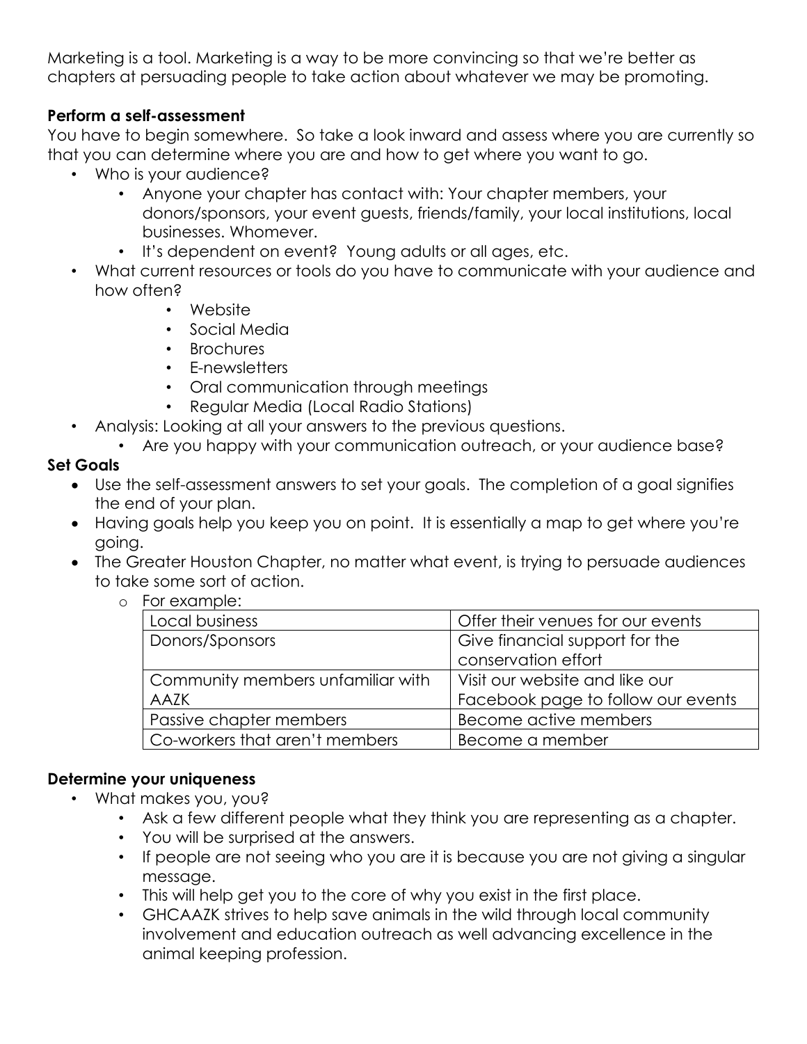Marketing is a tool. Marketing is a way to be more convincing so that we're better as chapters at persuading people to take action about whatever we may be promoting.

**Perform a self-assessment**

You have to begin somewhere. So take a look inward and assess where you are currently so that you can determine where you are and how to get where you want to go.

- Who is your audience?
    - Anyone your chapter has contact with: Your chapter members, your donors/sponsors, your event guests, friends/family, your local institutions, local businesses. Whomever.
    - It's dependent on event? Young adults or all ages, etc.
- What current resources or tools do you have to communicate with your audience and how often?
    - Website
    - Social Media
    - Brochures
    - E-newsletters
    - Oral communication through meetings
    - Regular Media (Local Radio Stations)
- Analysis: Looking at all your answers to the previous questions.
    - Are you happy with your communication outreach, or your audience base?

**Set Goals**

- Use the self-assessment answers to set your goals. The completion of a goal signifies the end of your plan.
- Having goals help you keep you on point. It is essentially a map to get where you're going.
- The Greater Houston Chapter, no matter what event, is trying to persuade audiences to take some sort of action.
    - For example:

| Local business | Offer their venues for our events |
|---|---|
| Donors/Sponsors | Give financial support for the conservation effort |
| Community members unfamiliar with AAZK | Visit our website and like our Facebook page to follow our events |
| Passive chapter members | Become active members |
| Co-workers that aren't members | Become a member |

**Determine your uniqueness**

- What makes you, you?
    - Ask a few different people what they think you are representing as a chapter.
    - You will be surprised at the answers.
    - If people are not seeing who you are it is because you are not giving a singular message.
    - This will help get you to the core of why you exist in the first place.
    - GHCAAZK strives to help save animals in the wild through local community involvement and education outreach as well advancing excellence in the animal keeping profession.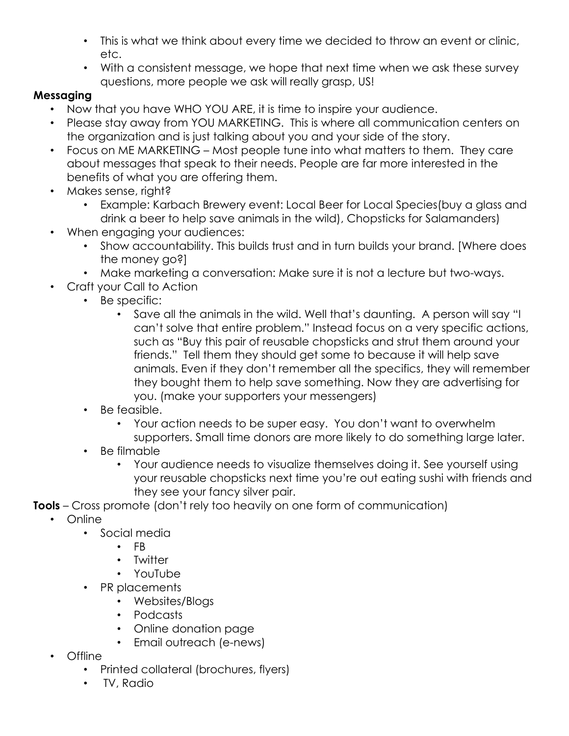- This is what we think about every time we decided to throw an event or clinic, etc.
- With a consistent message, we hope that next time when we ask these survey questions, more people we ask will really grasp, US!

**Messaging**

- Now that you have WHO YOU ARE, it is time to inspire your audience.
- Please stay away from YOU MARKETING. This is where all communication centers on the organization and is just talking about you and your side of the story.
- Focus on ME MARKETING – Most people tune into what matters to them. They care about messages that speak to their needs. People are far more interested in the benefits of what you are offering them.
- Makes sense, right?
    - Example: Karbach Brewery event: Local Beer for Local Species(buy a glass and drink a beer to help save animals in the wild), Chopsticks for Salamanders)
- When engaging your audiences:
    - Show accountability. This builds trust and in turn builds your brand. [Where does the money go?]
    - Make marketing a conversation: Make sure it is not a lecture but two-ways.
- Craft your Call to Action
    - Be specific:
        - Save all the animals in the wild. Well that's daunting. A person will say "I can't solve that entire problem." Instead focus on a very specific actions, such as "Buy this pair of reusable chopsticks and strut them around your friends." Tell them they should get some to because it will help save animals. Even if they don't remember all the specifics, they will remember they bought them to help save something. Now they are advertising for you. (make your supporters your messengers)
    - Be feasible.
        - Your action needs to be super easy. You don't want to overwhelm supporters. Small time donors are more likely to do something large later.
    - Be filmable
        - Your audience needs to visualize themselves doing it. See yourself using your reusable chopsticks next time you're out eating sushi with friends and they see your fancy silver pair.

**Tools** – Cross promote (don't rely too heavily on one form of communication)

- Online
    - Social media
        - FB
        - Twitter
        - YouTube
    - PR placements
        - Websites/Blogs
        - Podcasts
        - Online donation page
        - Email outreach (e-news)
- Offline
    - Printed collateral (brochures, flyers)
    - TV, Radio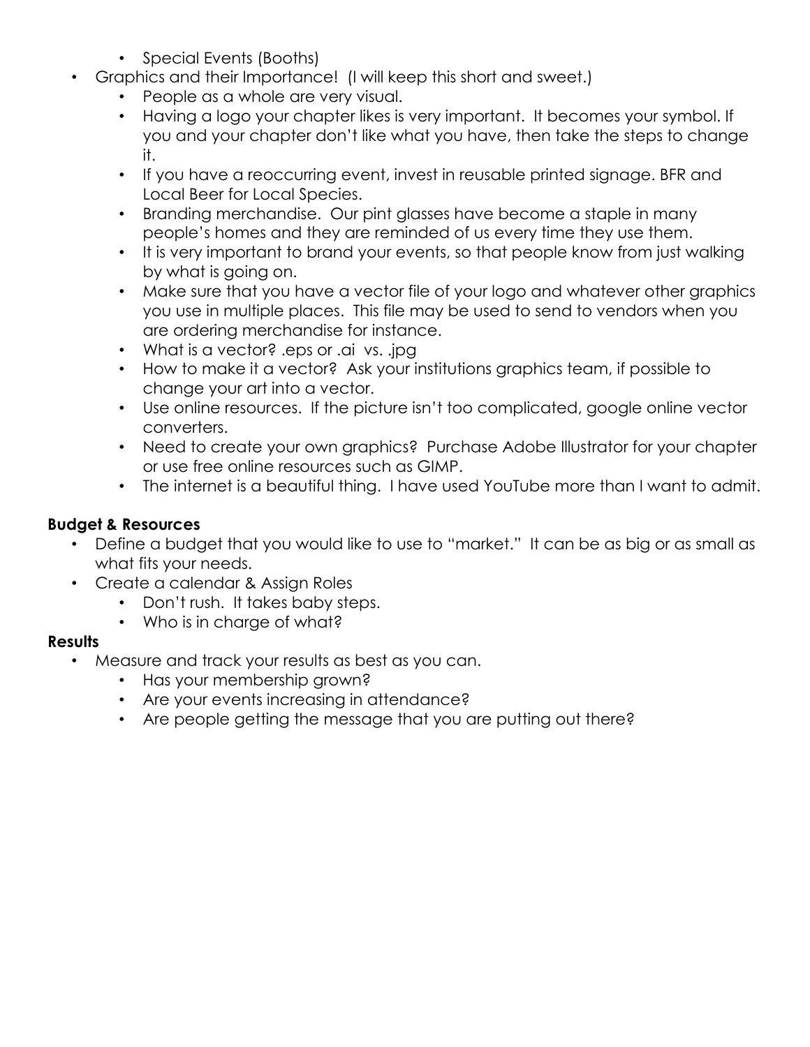- Special Events (Booths)
- Graphics and their Importance! (I will keep this short and sweet.)
    - People as a whole are very visual.
    - Having a logo your chapter likes is very important. It becomes your symbol. If you and your chapter don't like what you have, then take the steps to change it.
    - If you have a reoccurring event, invest in reusable printed signage. BFR and Local Beer for Local Species.
    - Branding merchandise. Our pint glasses have become a staple in many people's homes and they are reminded of us every time they use them.
    - It is very important to brand your events, so that people know from just walking by what is going on.
    - Make sure that you have a vector file of your logo and whatever other graphics you use in multiple places. This file may be used to send to vendors when you are ordering merchandise for instance.
    - What is a vector? .eps or .ai vs. .jpg
    - How to make it a vector? Ask your institutions graphics team, if possible to change your art into a vector.
    - Use online resources. If the picture isn't too complicated, google online vector converters.
    - Need to create your own graphics? Purchase Adobe Illustrator for your chapter or use free online resources such as GIMP.
    - The internet is a beautiful thing. I have used YouTube more than I want to admit.

**Budget & Resources**

- Define a budget that you would like to use to "market." It can be as big or as small as what fits your needs.
- Create a calendar & Assign Roles
    - Don't rush. It takes baby steps.
    - Who is in charge of what?

**Results**

- Measure and track your results as best as you can.
    - Has your membership grown?
    - Are your events increasing in attendance?
    - Are people getting the message that you are putting out there?